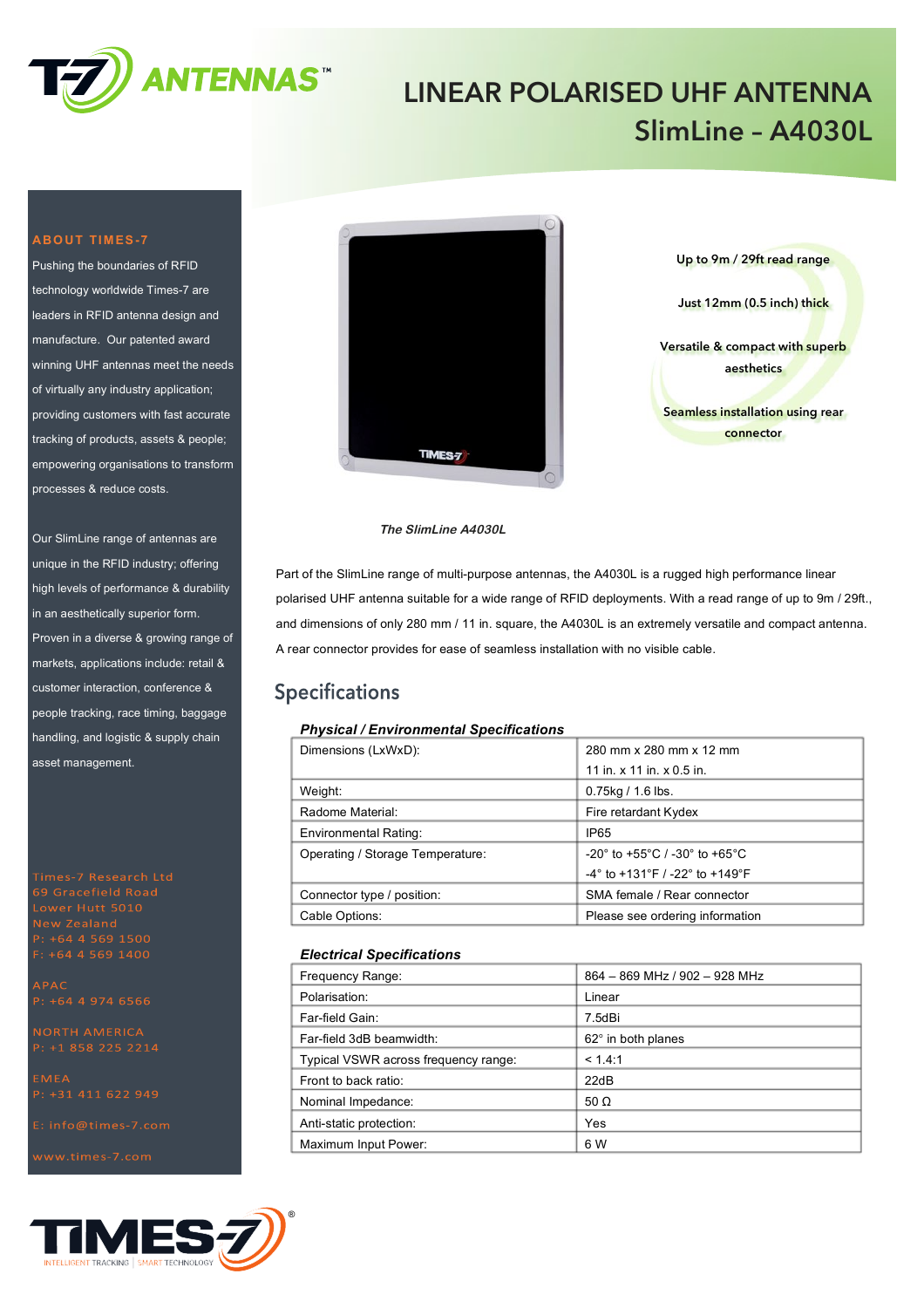# LINEAR POLARISED UHF ANTENNA
## SlimLine – A4030L

### ABOUT TIMES-7

Pushing the boundaries of RFID technology worldwide Times-7 are leaders in RFID antenna design and manufacture. Our patented award winning UHF antennas meet the needs of virtually any industry application; providing customers with fast accurate tracking of products, assets & people; empowering organisations to transform processes & reduce costs.

Our SlimLine range of antennas are unique in the RFID industry; offering high levels of performance & durability in an aesthetically superior form. Proven in a diverse & growing range of markets, applications include: retail & customer interaction, conference & people tracking, race timing, baggage handling, and logistic & supply chain asset management.

Times-7 Research Ltd
69 Gracefield Road
Lower Hutt 5010
New Zealand
P: +64 4 569 1500
F: +64 4 569 1400

APAC
P: +64 4 974 6566

NORTH AMERICA
P: +1 858 225 2214

EMEA
P: +31 411 622 949

E: info@times-7.com

www.times-7.com

*The SlimLine A4030L*

- Up to 9m / 29ft read range
- Just 12mm (0.5 inch) thick
- Versatile & compact with superb aesthetics
- Seamless installation using rear connector

Part of the SlimLine range of multi-purpose antennas, the A4030L is a rugged high performance linear polarised UHF antenna suitable for a wide range of RFID deployments. With a read range of up to 9m / 29ft., and dimensions of only 280 mm / 11 in. square, the A4030L is an extremely versatile and compact antenna. A rear connector provides for ease of seamless installation with no visible cable.

## Specifications

***Physical / Environmental Specifications***

| | |
|---|---|
| Dimensions (LxWxD): | 280 mm x 280 mm x 12 mm<br>11 in. x 11 in. x 0.5 in. |
| Weight: | 0.75kg / 1.6 lbs. |
| Radome Material: | Fire retardant Kydex |
| Environmental Rating: | IP65 |
| Operating / Storage Temperature: | -20° to +55°C / -30° to +65°C<br>-4° to +131°F / -22° to +149°F |
| Connector type / position: | SMA female / Rear connector |
| Cable Options: | Please see ordering information |

***Electrical Specifications***

| | |
|---|---|
| Frequency Range: | 864 – 869 MHz / 902 – 928 MHz |
| Polarisation: | Linear |
| Far-field Gain: | 7.5dBi |
| Far-field 3dB beamwidth: | 62° in both planes |
| Typical VSWR across frequency range: | < 1.4:1 |
| Front to back ratio: | 22dB |
| Nominal Impedance: | 50 Ω |
| Anti-static protection: | Yes |
| Maximum Input Power: | 6 W |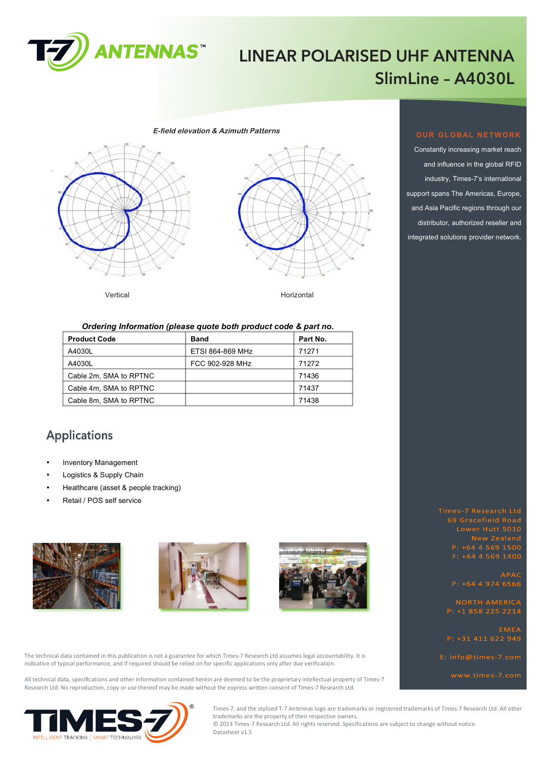# LINEAR POLARISED UHF ANTENNA

## SlimLine – A4030L

*E-field elevation & Azimuth Patterns*

Vertical

Horizontal

***Ordering Information (please quote both product code & part no.***

| Product Code | Band | Part No. |
|---|---|---|
| A4030L | ETSI 864-869 MHz | 71271 |
| A4030L | FCC 902-928 MHz | 71272 |
| Cable 2m, SMA to RPTNC | | 71436 |
| Cable 4m, SMA to RPTNC | | 71437 |
| Cable 8m, SMA to RPTNC | | 71438 |

## Applications

- Inventory Management
- Logistics & Supply Chain
- Healthcare (asset & people tracking)
- Retail / POS self service

### OUR GLOBAL NETWORK

Constantly increasing market reach and influence in the global RFID industry, Times-7's international support spans The Americas, Europe, and Asia Pacific regions through our distributor, authorized reseller and integrated solutions provider network.

Times-7 Research Ltd
69 Gracefield Road
Lower Hutt 5010
New Zealand
P: +64 4 569 1500
F: +64 4 569 1400

APAC
P: +64 4 974 6566

NORTH AMERICA
P: +1 858 225 2214

EMEA
P: +31 411 622 949

E: info@times-7.com

www.times-7.com

The technical data contained in this publication is not a guarantee for which Times-7 Research Ltd assumes legal accountability. It is indicative of typical performance, and if required should be relied on for specific applications only after due verification.

All technical data, specifications and other information contained herein are deemed to be the proprietary intellectual property of Times-7 Research Ltd. No reproduction, copy or use thereof may be made without the express written consent of Times-7 Research Ltd.

Times-7, and the stylized T-7 Antennas logo are trademarks or registered trademarks of Times-7 Research Ltd. All other trademarks are the property of their respective owners.
© 2013 Times-7 Research Ltd. All rights reserved. Specifications are subject to change without notice.
Datasheet v1.5